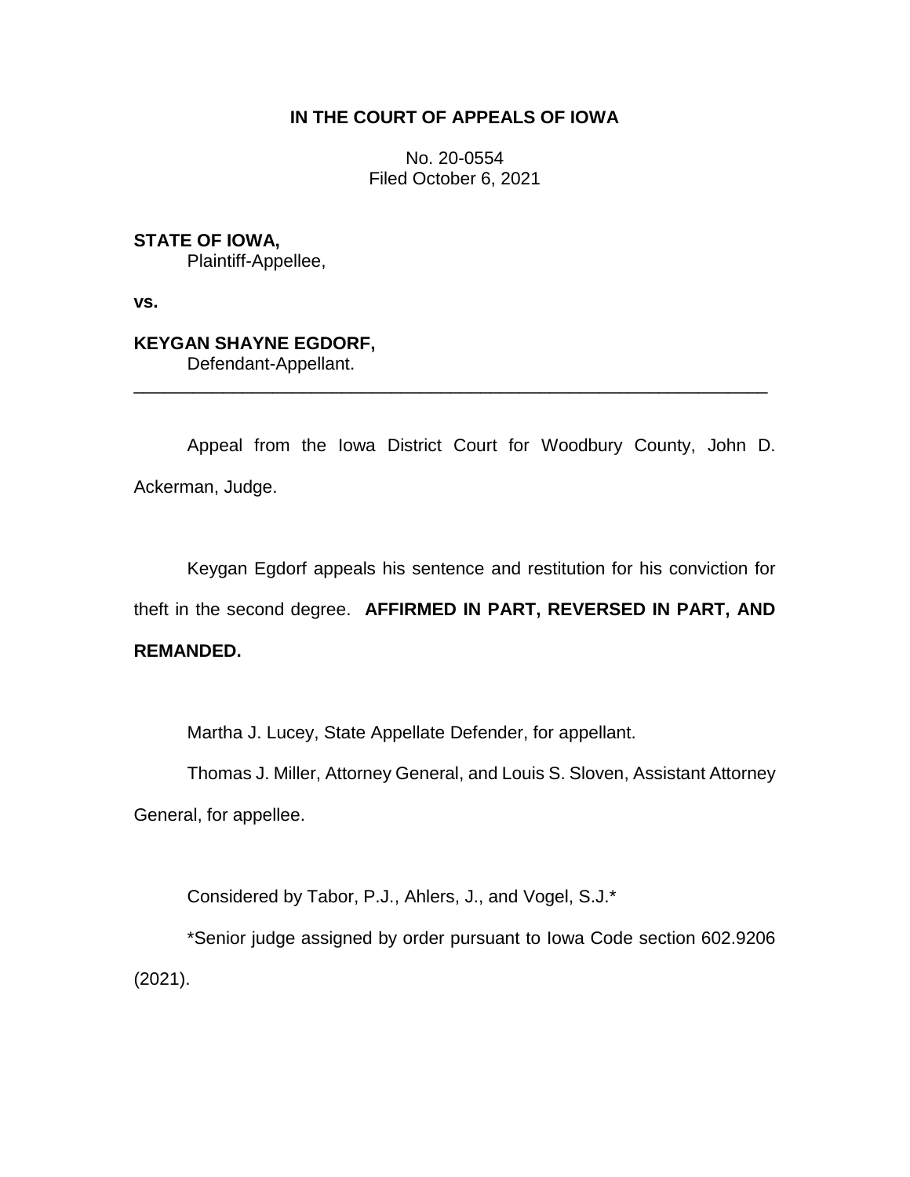# IN THE COURT OF APPEALS OF IOWA

No. 20-0554
Filed October 6, 2021

**STATE OF IOWA,**
Plaintiff-Appellee,

**vs.**

**KEYGAN SHAYNE EGDORF,**
Defendant-Appellant.

---

Appeal from the Iowa District Court for Woodbury County, John D. Ackerman, Judge.

Keygan Egdorf appeals his sentence and restitution for his conviction for theft in the second degree. **AFFIRMED IN PART, REVERSED IN PART, AND REMANDED.**

Martha J. Lucey, State Appellate Defender, for appellant.

Thomas J. Miller, Attorney General, and Louis S. Sloven, Assistant Attorney General, for appellee.

Considered by Tabor, P.J., Ahlers, J., and Vogel, S.J.*

*Senior judge assigned by order pursuant to Iowa Code section 602.9206 (2021).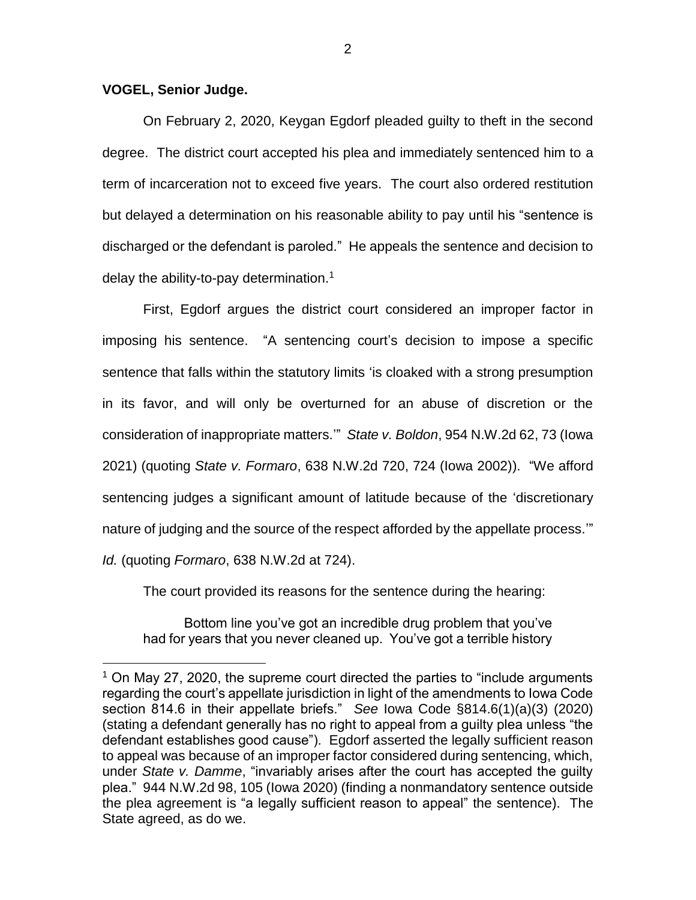**VOGEL, Senior Judge.**

On February 2, 2020, Keygan Egdorf pleaded guilty to theft in the second degree. The district court accepted his plea and immediately sentenced him to a term of incarceration not to exceed five years. The court also ordered restitution but delayed a determination on his reasonable ability to pay until his "sentence is discharged or the defendant is paroled." He appeals the sentence and decision to delay the ability-to-pay determination.[1]

First, Egdorf argues the district court considered an improper factor in imposing his sentence. "A sentencing court's decision to impose a specific sentence that falls within the statutory limits 'is cloaked with a strong presumption in its favor, and will only be overturned for an abuse of discretion or the consideration of inappropriate matters.'" *State v. Boldon*, 954 N.W.2d 62, 73 (Iowa 2021) (quoting *State v. Formaro*, 638 N.W.2d 720, 724 (Iowa 2002)). "We afford sentencing judges a significant amount of latitude because of the 'discretionary nature of judging and the source of the respect afforded by the appellate process.'" *Id.* (quoting *Formaro*, 638 N.W.2d at 724).

The court provided its reasons for the sentence during the hearing:

> Bottom line you've got an incredible drug problem that you've had for years that you never cleaned up. You've got a terrible history

[1] On May 27, 2020, the supreme court directed the parties to "include arguments regarding the court's appellate jurisdiction in light of the amendments to Iowa Code section 814.6 in their appellate briefs." *See* Iowa Code §814.6(1)(a)(3) (2020) (stating a defendant generally has no right to appeal from a guilty plea unless "the defendant establishes good cause"). Egdorf asserted the legally sufficient reason to appeal was because of an improper factor considered during sentencing, which, under *State v. Damme*, "invariably arises after the court has accepted the guilty plea." 944 N.W.2d 98, 105 (Iowa 2020) (finding a nonmandatory sentence outside the plea agreement is "a legally sufficient reason to appeal" the sentence). The State agreed, as do we.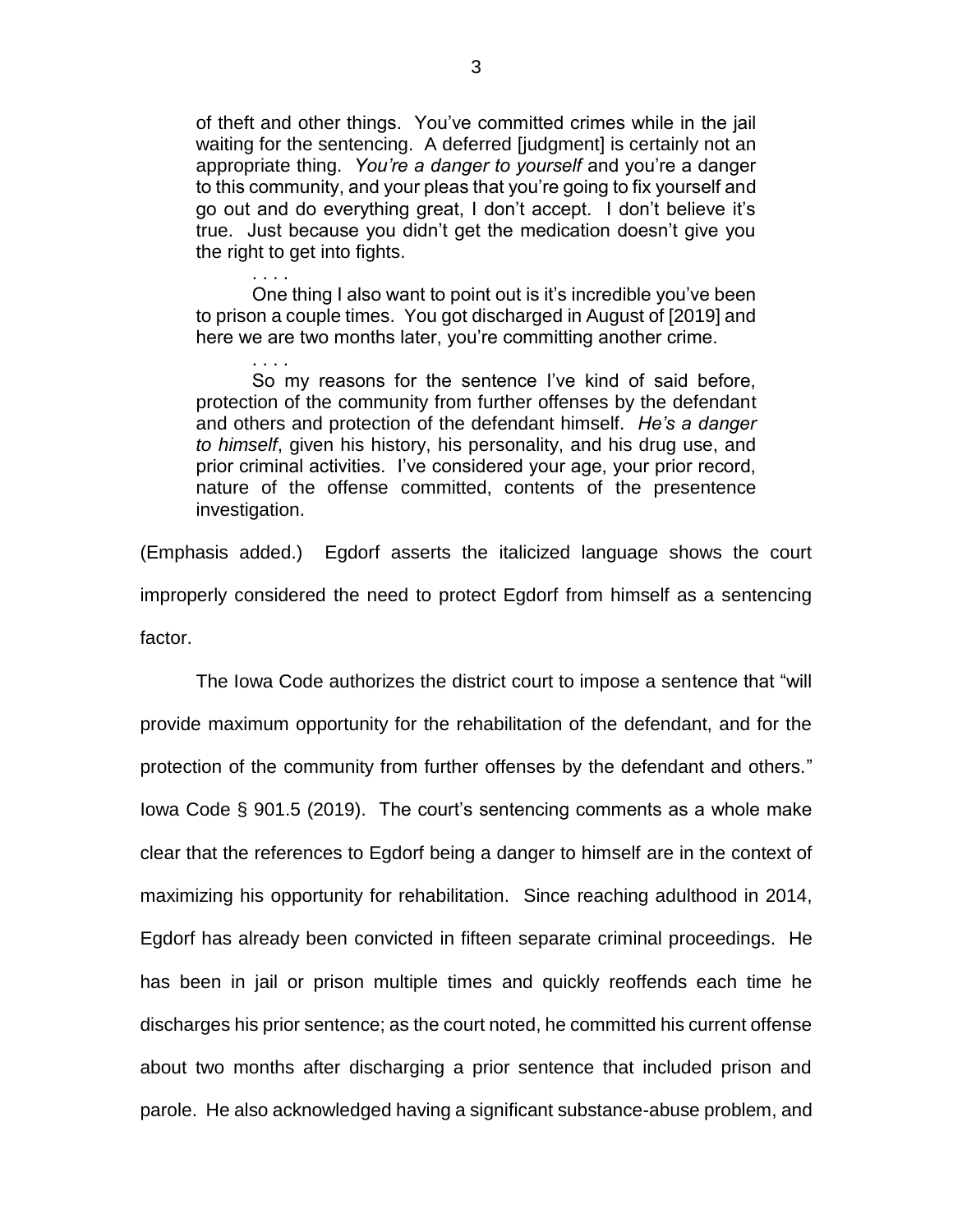> of theft and other things. You've committed crimes while in the jail waiting for the sentencing. A deferred [judgment] is certainly not an appropriate thing. *You're a danger to yourself* and you're a danger to this community, and your pleas that you're going to fix yourself and go out and do everything great, I don't accept. I don't believe it's true. Just because you didn't get the medication doesn't give you the right to get into fights.
>
> . . . .
>
> One thing I also want to point out is it's incredible you've been to prison a couple times. You got discharged in August of [2019] and here we are two months later, you're committing another crime.
>
> . . . .
>
> So my reasons for the sentence I've kind of said before, protection of the community from further offenses by the defendant and others and protection of the defendant himself. *He's a danger to himself*, given his history, his personality, and his drug use, and prior criminal activities. I've considered your age, your prior record, nature of the offense committed, contents of the presentence investigation.

(Emphasis added.) Egdorf asserts the italicized language shows the court improperly considered the need to protect Egdorf from himself as a sentencing factor.

The Iowa Code authorizes the district court to impose a sentence that "will provide maximum opportunity for the rehabilitation of the defendant, and for the protection of the community from further offenses by the defendant and others." Iowa Code § 901.5 (2019). The court's sentencing comments as a whole make clear that the references to Egdorf being a danger to himself are in the context of maximizing his opportunity for rehabilitation. Since reaching adulthood in 2014, Egdorf has already been convicted in fifteen separate criminal proceedings. He has been in jail or prison multiple times and quickly reoffends each time he discharges his prior sentence; as the court noted, he committed his current offense about two months after discharging a prior sentence that included prison and parole. He also acknowledged having a significant substance-abuse problem, and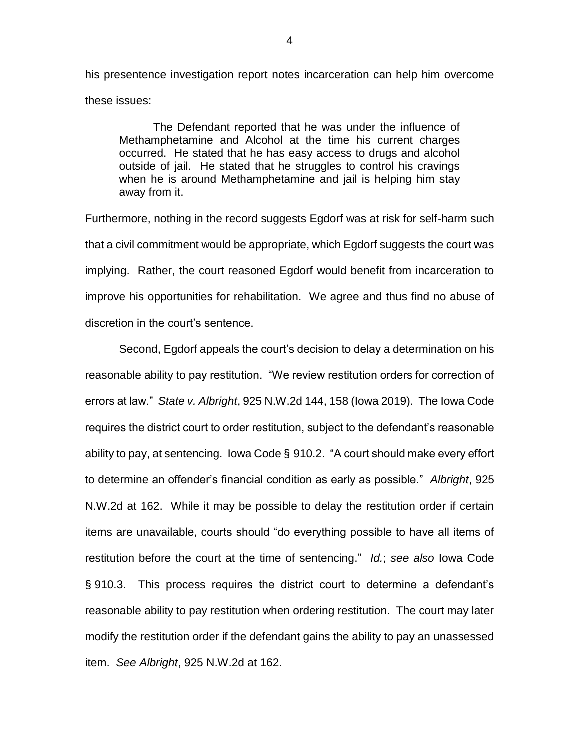his presentence investigation report notes incarceration can help him overcome these issues:

> The Defendant reported that he was under the influence of Methamphetamine and Alcohol at the time his current charges occurred. He stated that he has easy access to drugs and alcohol outside of jail. He stated that he struggles to control his cravings when he is around Methamphetamine and jail is helping him stay away from it.

Furthermore, nothing in the record suggests Egdorf was at risk for self-harm such that a civil commitment would be appropriate, which Egdorf suggests the court was implying. Rather, the court reasoned Egdorf would benefit from incarceration to improve his opportunities for rehabilitation. We agree and thus find no abuse of discretion in the court's sentence.

Second, Egdorf appeals the court's decision to delay a determination on his reasonable ability to pay restitution. "We review restitution orders for correction of errors at law." *State v. Albright*, 925 N.W.2d 144, 158 (Iowa 2019). The Iowa Code requires the district court to order restitution, subject to the defendant's reasonable ability to pay, at sentencing. Iowa Code § 910.2. "A court should make every effort to determine an offender's financial condition as early as possible." *Albright*, 925 N.W.2d at 162. While it may be possible to delay the restitution order if certain items are unavailable, courts should "do everything possible to have all items of restitution before the court at the time of sentencing." *Id.*; *see also* Iowa Code § 910.3. This process requires the district court to determine a defendant's reasonable ability to pay restitution when ordering restitution. The court may later modify the restitution order if the defendant gains the ability to pay an unassessed item. *See Albright*, 925 N.W.2d at 162.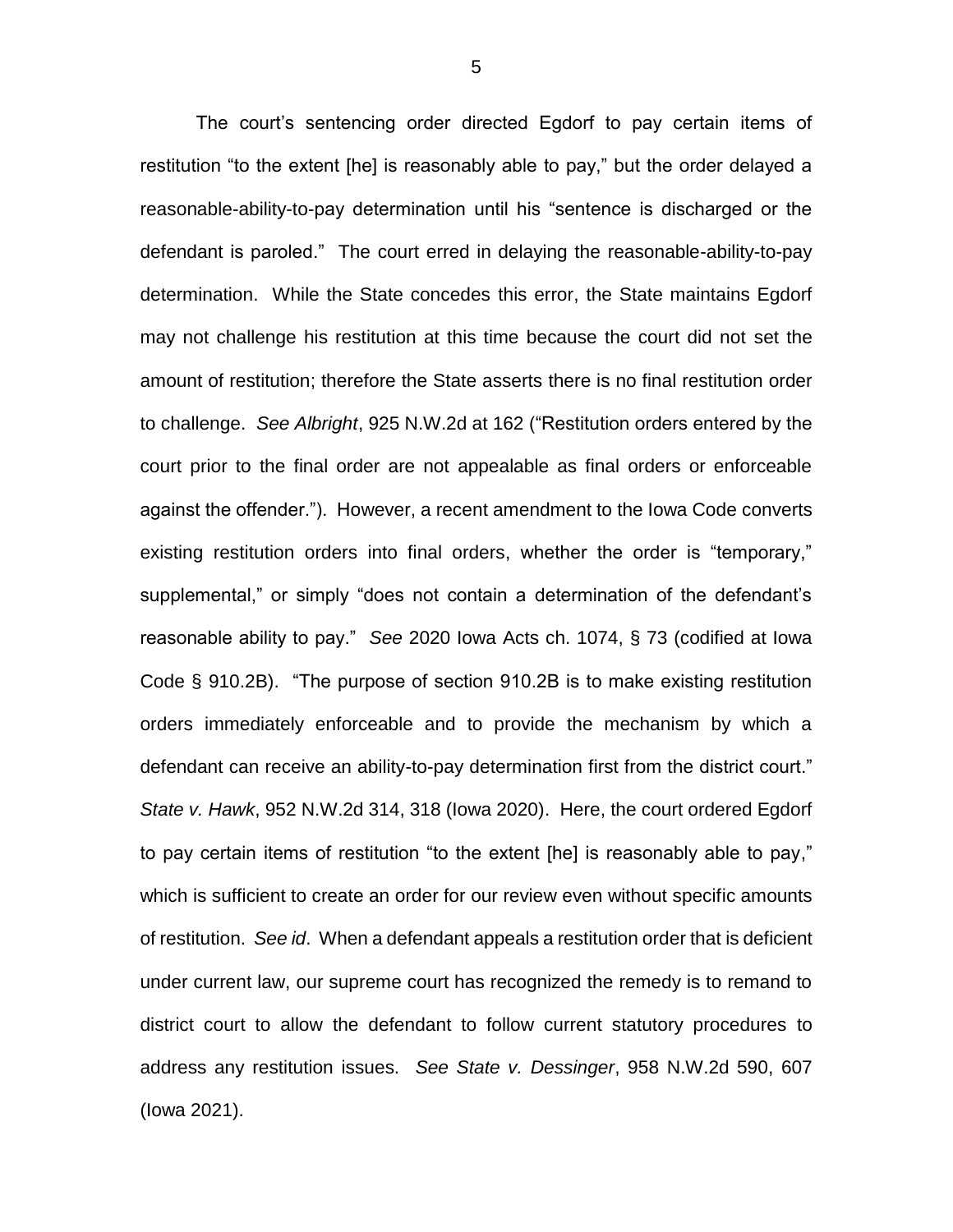The court's sentencing order directed Egdorf to pay certain items of restitution "to the extent [he] is reasonably able to pay," but the order delayed a reasonable-ability-to-pay determination until his "sentence is discharged or the defendant is paroled." The court erred in delaying the reasonable-ability-to-pay determination. While the State concedes this error, the State maintains Egdorf may not challenge his restitution at this time because the court did not set the amount of restitution; therefore the State asserts there is no final restitution order to challenge. *See Albright*, 925 N.W.2d at 162 ("Restitution orders entered by the court prior to the final order are not appealable as final orders or enforceable against the offender."). However, a recent amendment to the Iowa Code converts existing restitution orders into final orders, whether the order is "temporary," supplemental," or simply "does not contain a determination of the defendant's reasonable ability to pay." *See* 2020 Iowa Acts ch. 1074, § 73 (codified at Iowa Code § 910.2B). "The purpose of section 910.2B is to make existing restitution orders immediately enforceable and to provide the mechanism by which a defendant can receive an ability-to-pay determination first from the district court." *State v. Hawk*, 952 N.W.2d 314, 318 (Iowa 2020). Here, the court ordered Egdorf to pay certain items of restitution "to the extent [he] is reasonably able to pay," which is sufficient to create an order for our review even without specific amounts of restitution. *See id*. When a defendant appeals a restitution order that is deficient under current law, our supreme court has recognized the remedy is to remand to district court to allow the defendant to follow current statutory procedures to address any restitution issues. *See State v. Dessinger*, 958 N.W.2d 590, 607 (Iowa 2021).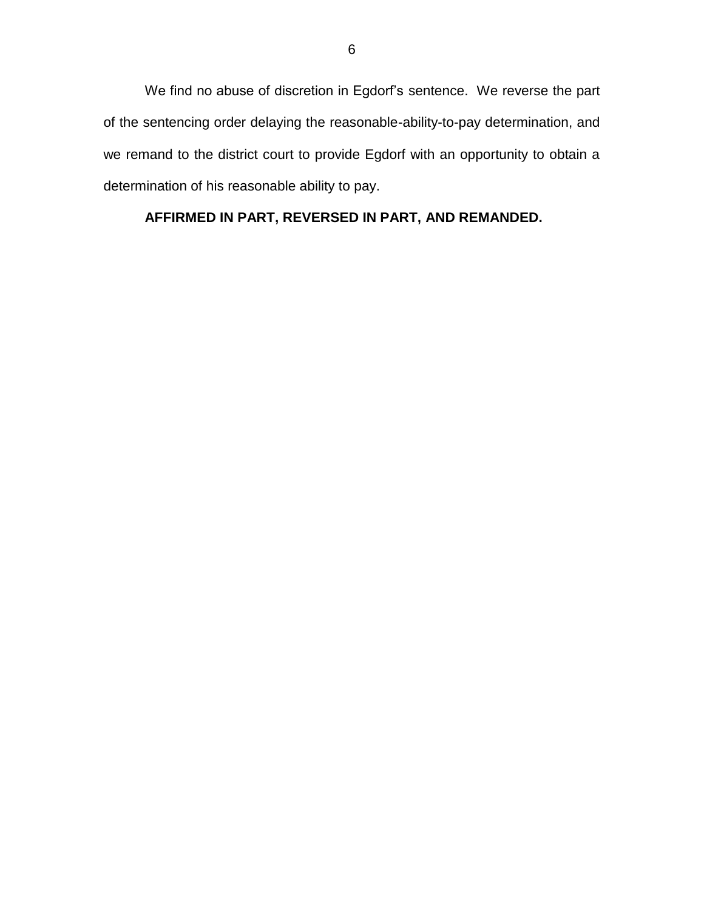We find no abuse of discretion in Egdorf's sentence. We reverse the part of the sentencing order delaying the reasonable-ability-to-pay determination, and we remand to the district court to provide Egdorf with an opportunity to obtain a determination of his reasonable ability to pay.

**AFFIRMED IN PART, REVERSED IN PART, AND REMANDED.**